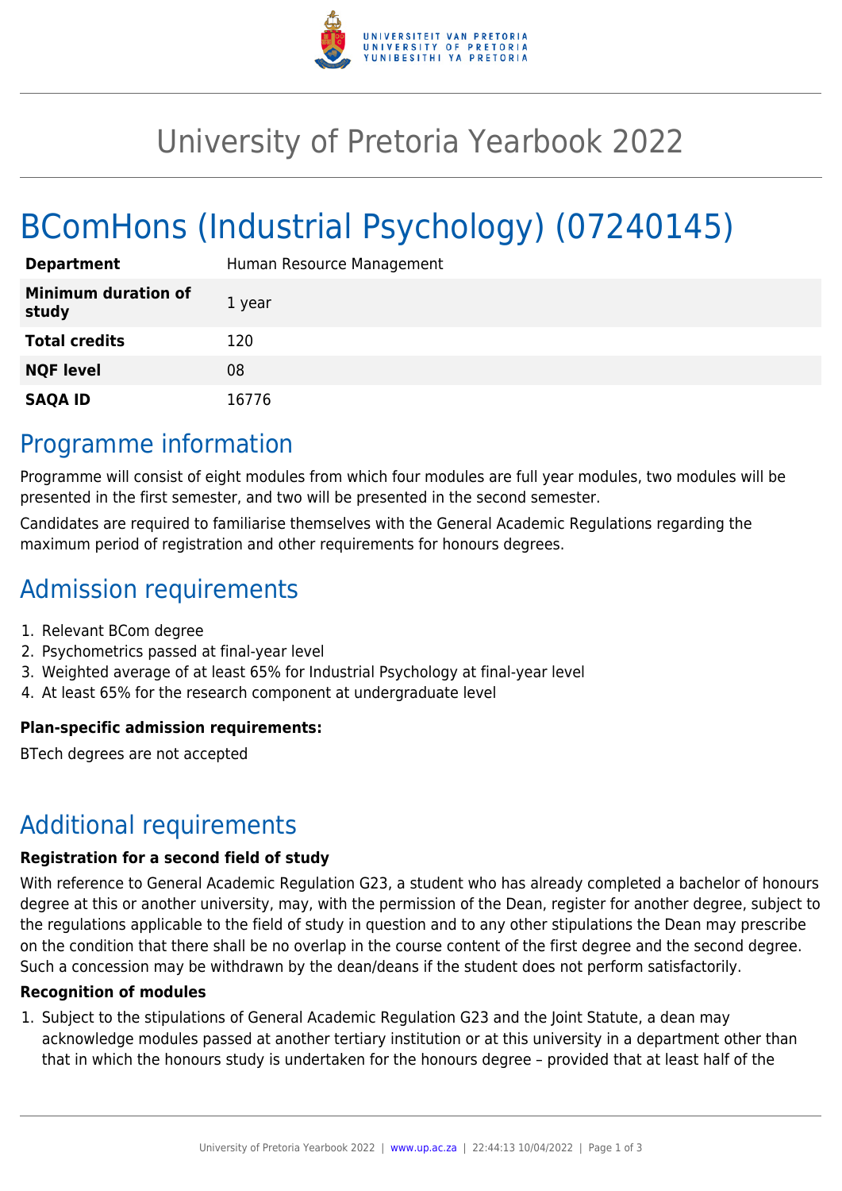# University of Pretoria Yearbook 2022

# BComHons (Industrial Psychology) (07240145)

| | |
|---|---|
| **Department** | Human Resource Management |
| **Minimum duration of study** | 1 year |
| **Total credits** | 120 |
| **NQF level** | 08 |
| **SAQA ID** | 16776 |

## Programme information

Programme will consist of eight modules from which four modules are full year modules, two modules will be presented in the first semester, and two will be presented in the second semester.

Candidates are required to familiarise themselves with the General Academic Regulations regarding the maximum period of registration and other requirements for honours degrees.

## Admission requirements

1. Relevant BCom degree
2. Psychometrics passed at final-year level
3. Weighted average of at least 65% for Industrial Psychology at final-year level
4. At least 65% for the research component at undergraduate level

**Plan-specific admission requirements:**

BTech degrees are not accepted

## Additional requirements

**Registration for a second field of study**

With reference to General Academic Regulation G23, a student who has already completed a bachelor of honours degree at this or another university, may, with the permission of the Dean, register for another degree, subject to the regulations applicable to the field of study in question and to any other stipulations the Dean may prescribe on the condition that there shall be no overlap in the course content of the first degree and the second degree. Such a concession may be withdrawn by the dean/deans if the student does not perform satisfactorily.

**Recognition of modules**

1. Subject to the stipulations of General Academic Regulation G23 and the Joint Statute, a dean may acknowledge modules passed at another tertiary institution or at this university in a department other than that in which the honours study is undertaken for the honours degree – provided that at least half of the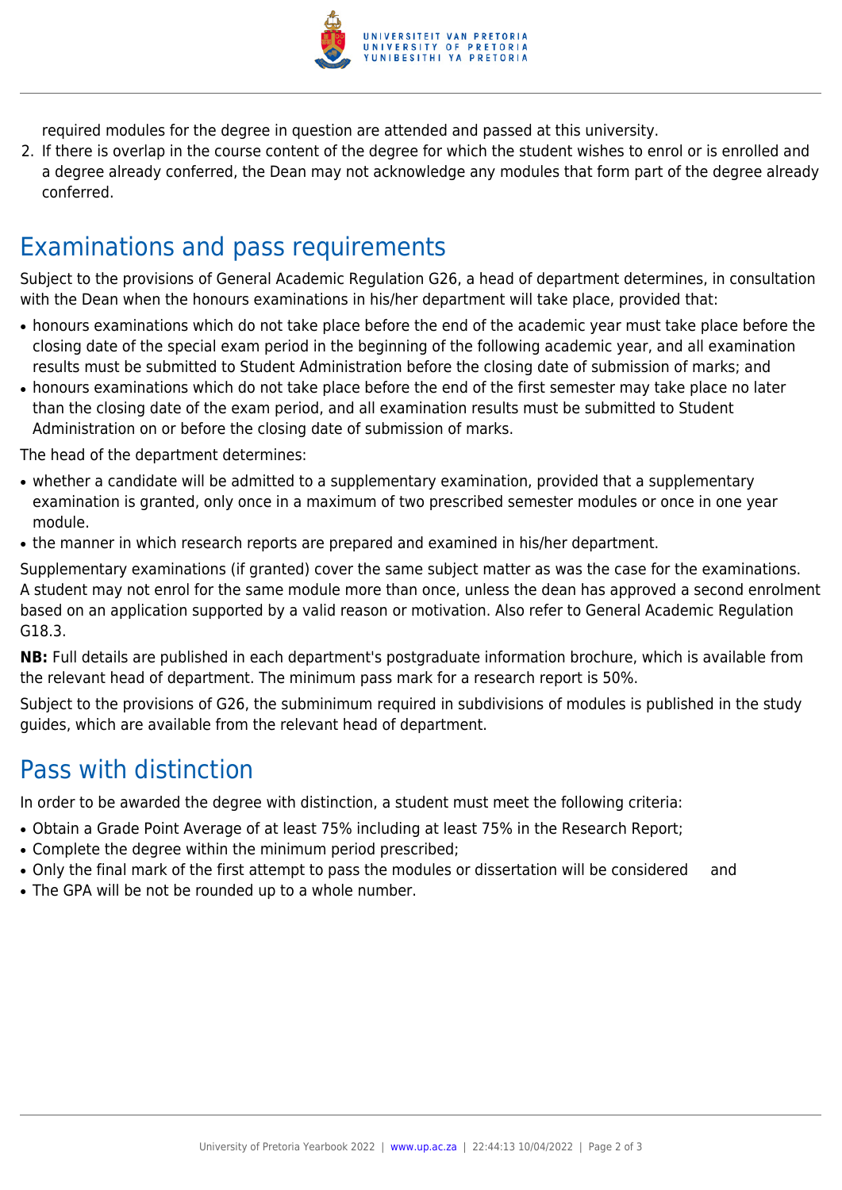required modules for the degree in question are attended and passed at this university.

2. If there is overlap in the course content of the degree for which the student wishes to enrol or is enrolled and a degree already conferred, the Dean may not acknowledge any modules that form part of the degree already conferred.

## Examinations and pass requirements

Subject to the provisions of General Academic Regulation G26, a head of department determines, in consultation with the Dean when the honours examinations in his/her department will take place, provided that:

- honours examinations which do not take place before the end of the academic year must take place before the closing date of the special exam period in the beginning of the following academic year, and all examination results must be submitted to Student Administration before the closing date of submission of marks; and
- honours examinations which do not take place before the end of the first semester may take place no later than the closing date of the exam period, and all examination results must be submitted to Student Administration on or before the closing date of submission of marks.

The head of the department determines:

- whether a candidate will be admitted to a supplementary examination, provided that a supplementary examination is granted, only once in a maximum of two prescribed semester modules or once in one year module.
- the manner in which research reports are prepared and examined in his/her department.

Supplementary examinations (if granted) cover the same subject matter as was the case for the examinations. A student may not enrol for the same module more than once, unless the dean has approved a second enrolment based on an application supported by a valid reason or motivation. Also refer to General Academic Regulation G18.3.

**NB:** Full details are published in each department's postgraduate information brochure, which is available from the relevant head of department. The minimum pass mark for a research report is 50%.

Subject to the provisions of G26, the subminimum required in subdivisions of modules is published in the study guides, which are available from the relevant head of department.

## Pass with distinction

In order to be awarded the degree with distinction, a student must meet the following criteria:

- Obtain a Grade Point Average of at least 75% including at least 75% in the Research Report;
- Complete the degree within the minimum period prescribed;
- Only the final mark of the first attempt to pass the modules or dissertation will be considered and
- The GPA will be not be rounded up to a whole number.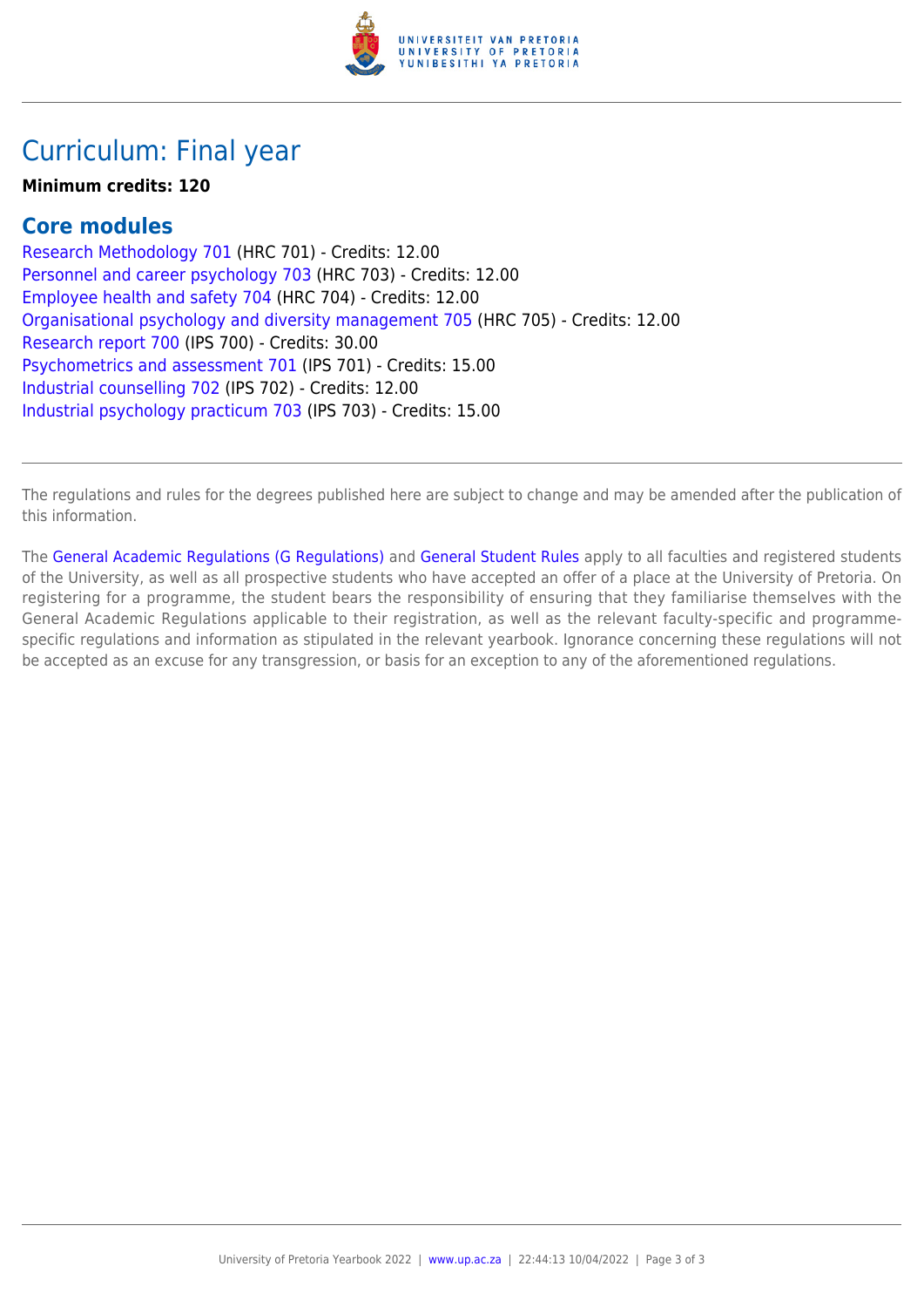## Curriculum: Final year

**Minimum credits: 120**

### Core modules

Research Methodology 701 (HRC 701) - Credits: 12.00
Personnel and career psychology 703 (HRC 703) - Credits: 12.00
Employee health and safety 704 (HRC 704) - Credits: 12.00
Organisational psychology and diversity management 705 (HRC 705) - Credits: 12.00
Research report 700 (IPS 700) - Credits: 30.00
Psychometrics and assessment 701 (IPS 701) - Credits: 15.00
Industrial counselling 702 (IPS 702) - Credits: 12.00
Industrial psychology practicum 703 (IPS 703) - Credits: 15.00

---

The regulations and rules for the degrees published here are subject to change and may be amended after the publication of this information.

The General Academic Regulations (G Regulations) and General Student Rules apply to all faculties and registered students of the University, as well as all prospective students who have accepted an offer of a place at the University of Pretoria. On registering for a programme, the student bears the responsibility of ensuring that they familiarise themselves with the General Academic Regulations applicable to their registration, as well as the relevant faculty-specific and programme-specific regulations and information as stipulated in the relevant yearbook. Ignorance concerning these regulations will not be accepted as an excuse for any transgression, or basis for an exception to any of the aforementioned regulations.